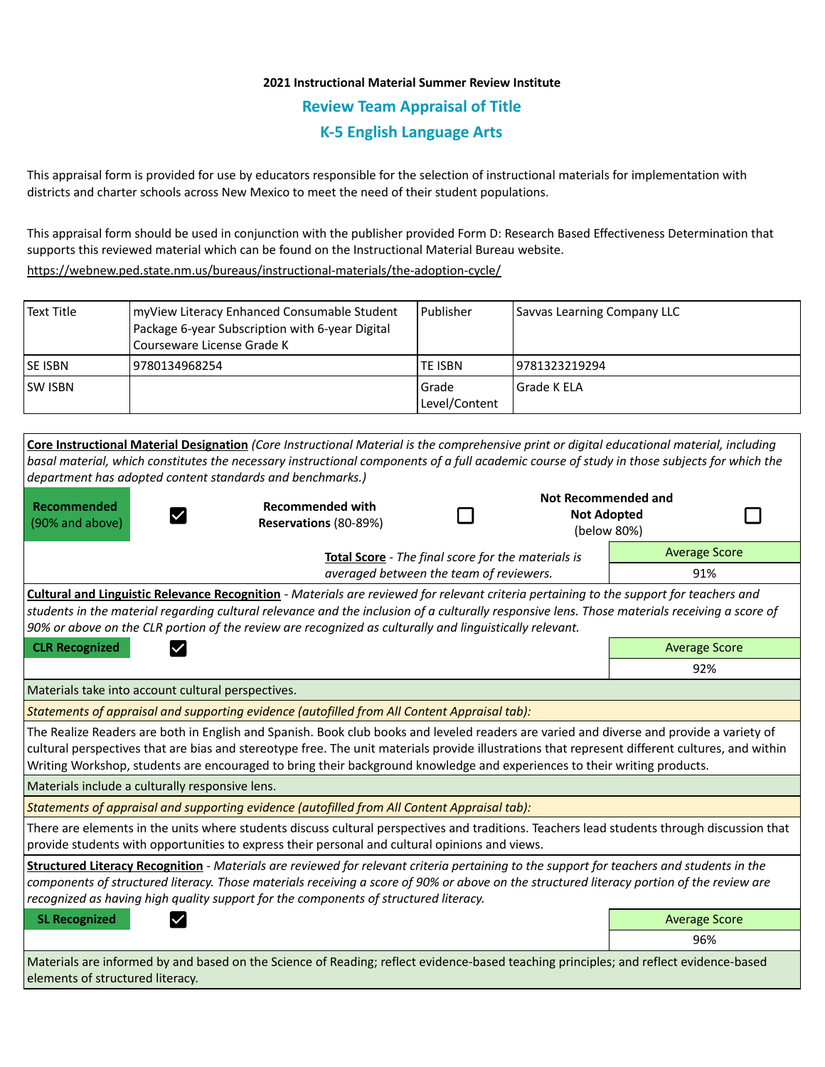**2021 Instructional Material Summer Review Institute**

## Review Team Appraisal of Title

## K-5 English Language Arts

This appraisal form is provided for use by educators responsible for the selection of instructional materials for implementation with districts and charter schools across New Mexico to meet the need of their student populations.

This appraisal form should be used in conjunction with the publisher provided Form D: Research Based Effectiveness Determination that supports this reviewed material which can be found on the Instructional Material Bureau website.

https://webnew.ped.state.nm.us/bureaus/instructional-materials/the-adoption-cycle/

| Text Title | myView Literacy Enhanced Consumable Student Package 6-year Subscription with 6-year Digital Courseware License Grade K | Publisher | Savvas Learning Company LLC |
|---|---|---|---|
| SE ISBN | 9780134968254 | TE ISBN | 9781323219294 |
| SW ISBN | | Grade Level/Content | Grade K ELA |

**Core Instructional Material Designation** *(Core Instructional Material is the comprehensive print or digital educational material, including basal material, which constitutes the necessary instructional components of a full academic course of study in those subjects for which the department has adopted content standards and benchmarks.)*

| Recommended (90% and above) | ☑ | Recommended with Reservations (80-89%) | ☐ | Not Recommended and Not Adopted (below 80%) | ☐ |
|---|---|---|---|---|---|

**Total Score** - *The final score for the materials is averaged between the team of reviewers.*

| Average Score |
|---|
| 91% |

**Cultural and Linguistic Relevance Recognition** - *Materials are reviewed for relevant criteria pertaining to the support for teachers and students in the material regarding cultural relevance and the inclusion of a culturally responsive lens. Those materials receiving a score of 90% or above on the CLR portion of the review are recognized as culturally and linguistically relevant.*

**CLR Recognized** ☑

| Average Score |
|---|
| 92% |

Materials take into account cultural perspectives.

*Statements of appraisal and supporting evidence (autofilled from All Content Appraisal tab):*

The Realize Readers are both in English and Spanish. Book club books and leveled readers are varied and diverse and provide a variety of cultural perspectives that are bias and stereotype free. The unit materials provide illustrations that represent different cultures, and within Writing Workshop, students are encouraged to bring their background knowledge and experiences to their writing products.

Materials include a culturally responsive lens.

*Statements of appraisal and supporting evidence (autofilled from All Content Appraisal tab):*

There are elements in the units where students discuss cultural perspectives and traditions. Teachers lead students through discussion that provide students with opportunities to express their personal and cultural opinions and views.

**Structured Literacy Recognition** - *Materials are reviewed for relevant criteria pertaining to the support for teachers and students in the components of structured literacy. Those materials receiving a score of 90% or above on the structured literacy portion of the review are recognized as having high quality support for the components of structured literacy.*

**SL Recognized** ☑

| Average Score |
|---|
| 96% |

Materials are informed by and based on the Science of Reading; reflect evidence-based teaching principles; and reflect evidence-based elements of structured literacy.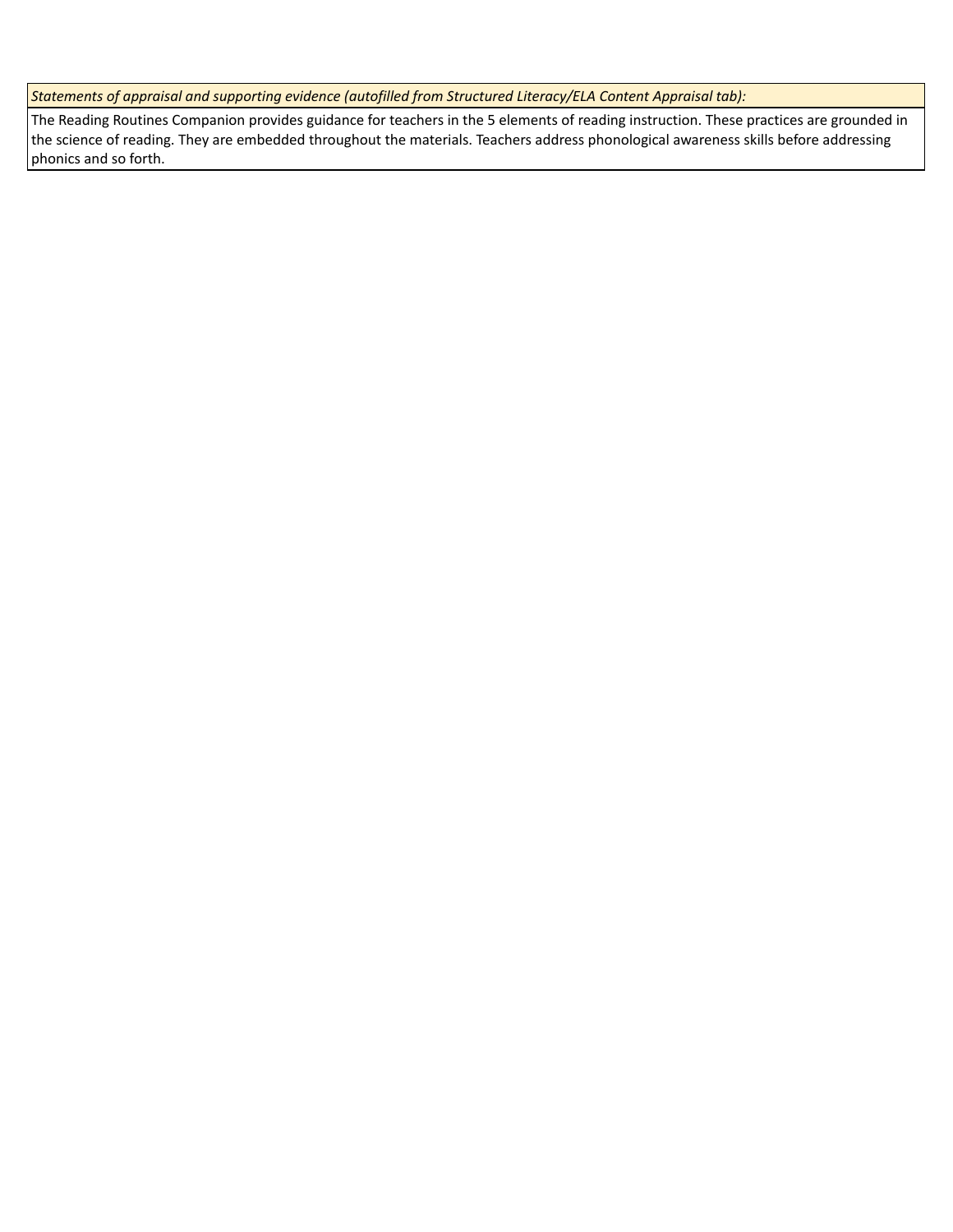| *Statements of appraisal and supporting evidence (autofilled from Structured Literacy/ELA Content Appraisal tab):* |
| --- |
| The Reading Routines Companion provides guidance for teachers in the 5 elements of reading instruction. These practices are grounded in the science of reading. They are embedded throughout the materials. Teachers address phonological awareness skills before addressing phonics and so forth. |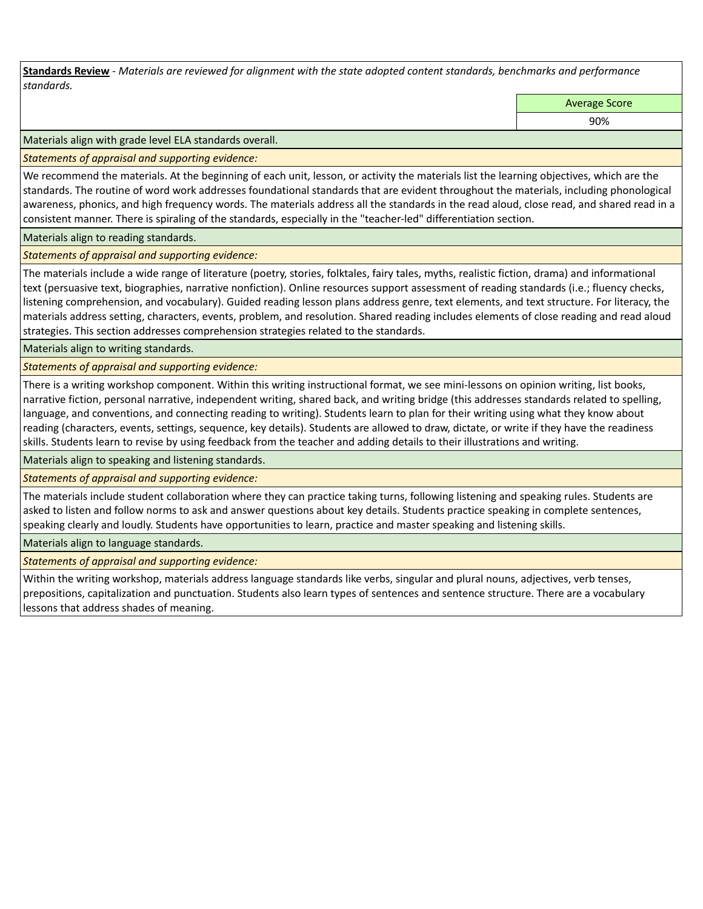**Standards Review** - *Materials are reviewed for alignment with the state adopted content standards, benchmarks and performance standards.*

| Average Score |
|---|
| 90% |

Materials align with grade level ELA standards overall.

*Statements of appraisal and supporting evidence:*

We recommend the materials. At the beginning of each unit, lesson, or activity the materials list the learning objectives, which are the standards. The routine of word work addresses foundational standards that are evident throughout the materials, including phonological awareness, phonics, and high frequency words. The materials address all the standards in the read aloud, close read, and shared read in a consistent manner. There is spiraling of the standards, especially in the "teacher-led" differentiation section.

Materials align to reading standards.

*Statements of appraisal and supporting evidence:*

The materials include a wide range of literature (poetry, stories, folktales, fairy tales, myths, realistic fiction, drama) and informational text (persuasive text, biographies, narrative nonfiction). Online resources support assessment of reading standards (i.e.; fluency checks, listening comprehension, and vocabulary). Guided reading lesson plans address genre, text elements, and text structure. For literacy, the materials address setting, characters, events, problem, and resolution. Shared reading includes elements of close reading and read aloud strategies. This section addresses comprehension strategies related to the standards.

Materials align to writing standards.

*Statements of appraisal and supporting evidence:*

There is a writing workshop component. Within this writing instructional format, we see mini-lessons on opinion writing, list books, narrative fiction, personal narrative, independent writing, shared back, and writing bridge (this addresses standards related to spelling, language, and conventions, and connecting reading to writing). Students learn to plan for their writing using what they know about reading (characters, events, settings, sequence, key details). Students are allowed to draw, dictate, or write if they have the readiness skills. Students learn to revise by using feedback from the teacher and adding details to their illustrations and writing.

Materials align to speaking and listening standards.

*Statements of appraisal and supporting evidence:*

The materials include student collaboration where they can practice taking turns, following listening and speaking rules. Students are asked to listen and follow norms to ask and answer questions about key details. Students practice speaking in complete sentences, speaking clearly and loudly. Students have opportunities to learn, practice and master speaking and listening skills.

Materials align to language standards.

*Statements of appraisal and supporting evidence:*

Within the writing workshop, materials address language standards like verbs, singular and plural nouns, adjectives, verb tenses, prepositions, capitalization and punctuation. Students also learn types of sentences and sentence structure. There are a vocabulary lessons that address shades of meaning.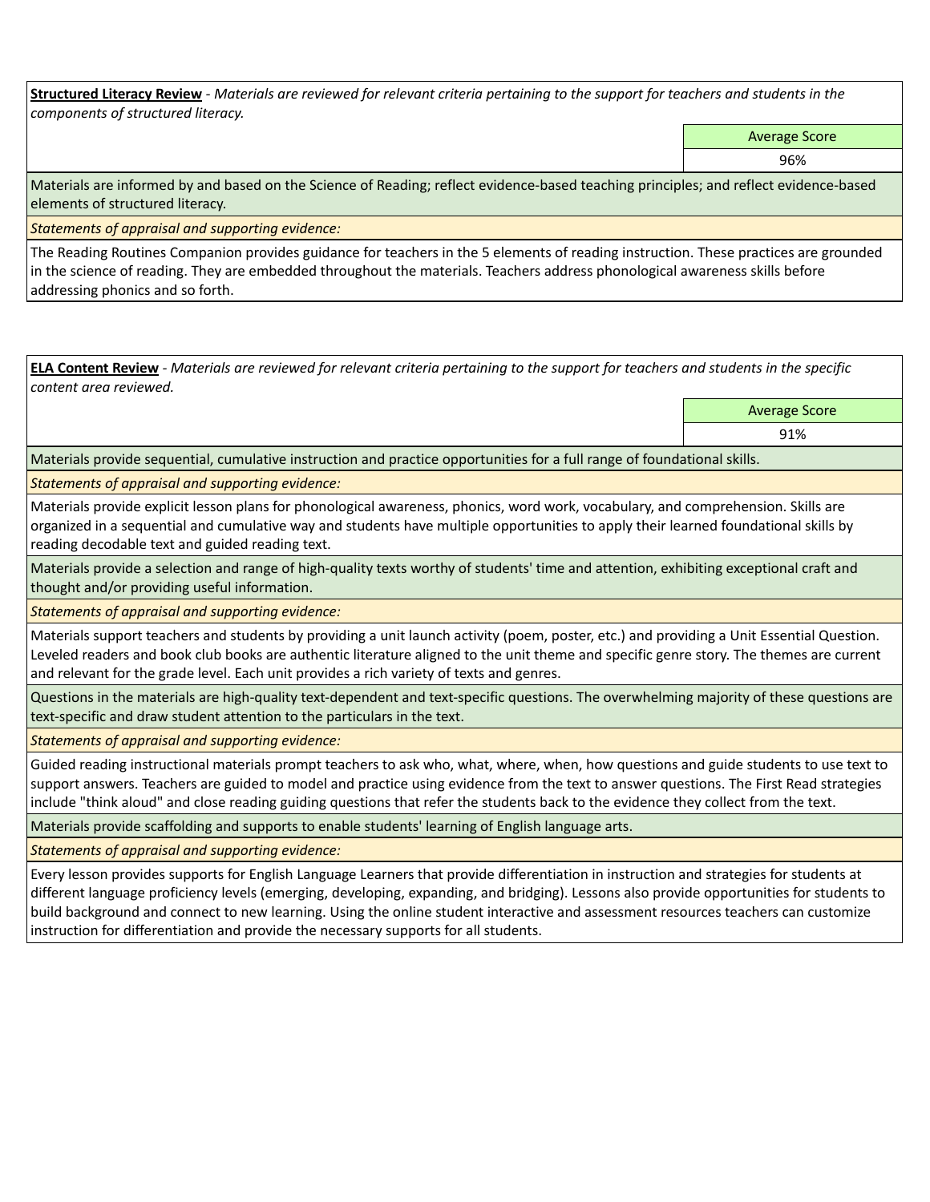**Structured Literacy Review** - *Materials are reviewed for relevant criteria pertaining to the support for teachers and students in the components of structured literacy.*

| | Average Score |
|---|---|
| | 96% |

Materials are informed by and based on the Science of Reading; reflect evidence-based teaching principles; and reflect evidence-based elements of structured literacy.

*Statements of appraisal and supporting evidence:*

The Reading Routines Companion provides guidance for teachers in the 5 elements of reading instruction. These practices are grounded in the science of reading. They are embedded throughout the materials. Teachers address phonological awareness skills before addressing phonics and so forth.

**ELA Content Review** - *Materials are reviewed for relevant criteria pertaining to the support for teachers and students in the specific content area reviewed.*

| | Average Score |
|---|---|
| | 91% |

Materials provide sequential, cumulative instruction and practice opportunities for a full range of foundational skills.

*Statements of appraisal and supporting evidence:*

Materials provide explicit lesson plans for phonological awareness, phonics, word work, vocabulary, and comprehension. Skills are organized in a sequential and cumulative way and students have multiple opportunities to apply their learned foundational skills by reading decodable text and guided reading text.

Materials provide a selection and range of high-quality texts worthy of students' time and attention, exhibiting exceptional craft and thought and/or providing useful information.

*Statements of appraisal and supporting evidence:*

Materials support teachers and students by providing a unit launch activity (poem, poster, etc.) and providing a Unit Essential Question. Leveled readers and book club books are authentic literature aligned to the unit theme and specific genre story. The themes are current and relevant for the grade level. Each unit provides a rich variety of texts and genres.

Questions in the materials are high-quality text-dependent and text-specific questions. The overwhelming majority of these questions are text-specific and draw student attention to the particulars in the text.

*Statements of appraisal and supporting evidence:*

Guided reading instructional materials prompt teachers to ask who, what, where, when, how questions and guide students to use text to support answers. Teachers are guided to model and practice using evidence from the text to answer questions. The First Read strategies include "think aloud" and close reading guiding questions that refer the students back to the evidence they collect from the text.

Materials provide scaffolding and supports to enable students' learning of English language arts.

*Statements of appraisal and supporting evidence:*

Every lesson provides supports for English Language Learners that provide differentiation in instruction and strategies for students at different language proficiency levels (emerging, developing, expanding, and bridging). Lessons also provide opportunities for students to build background and connect to new learning. Using the online student interactive and assessment resources teachers can customize instruction for differentiation and provide the necessary supports for all students.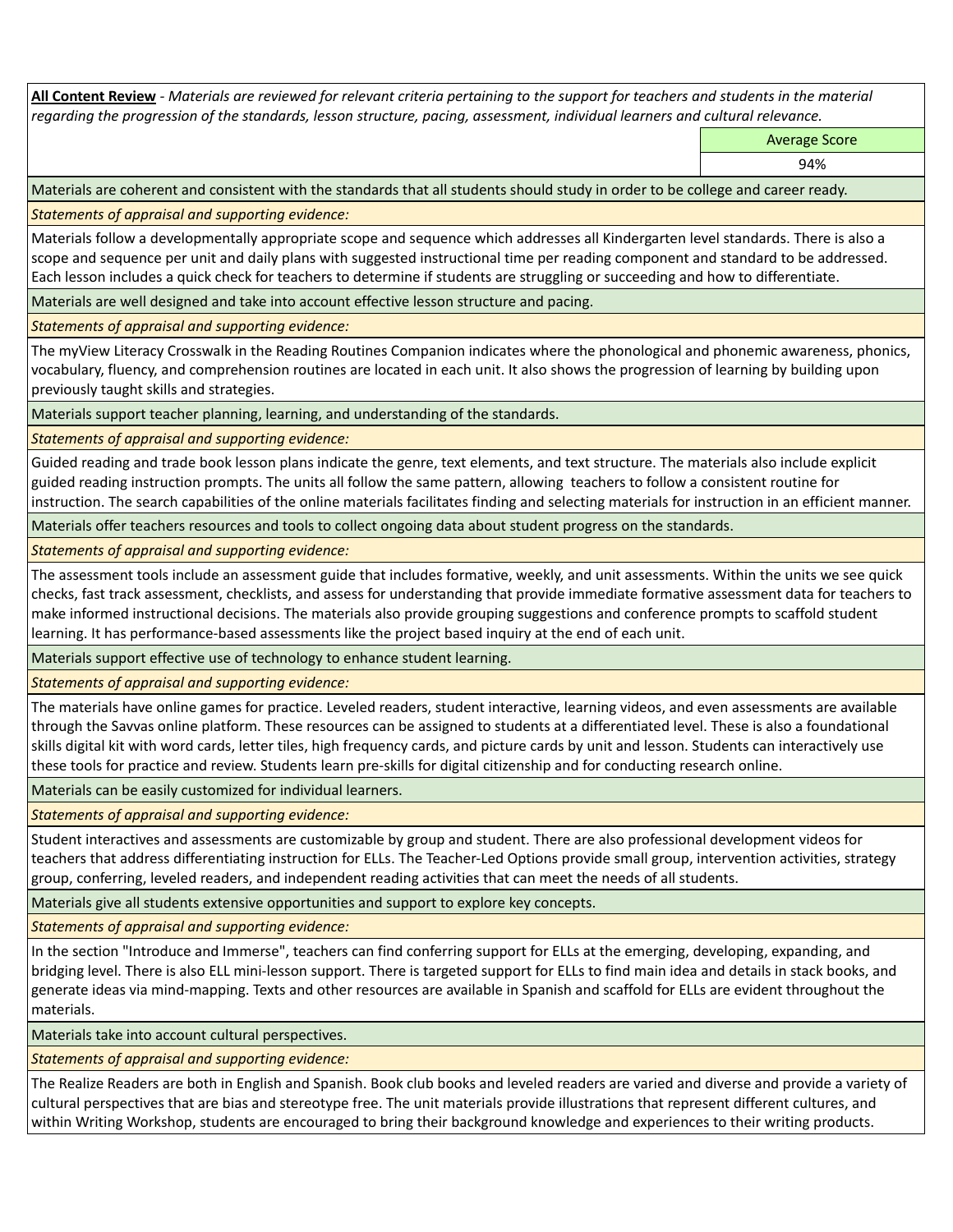**All Content Review** - *Materials are reviewed for relevant criteria pertaining to the support for teachers and students in the material regarding the progression of the standards, lesson structure, pacing, assessment, individual learners and cultural relevance.*

| Average Score |
| --- |
| 94% |

Materials are coherent and consistent with the standards that all students should study in order to be college and career ready.

*Statements of appraisal and supporting evidence:*

Materials follow a developmentally appropriate scope and sequence which addresses all Kindergarten level standards. There is also a scope and sequence per unit and daily plans with suggested instructional time per reading component and standard to be addressed. Each lesson includes a quick check for teachers to determine if students are struggling or succeeding and how to differentiate.

Materials are well designed and take into account effective lesson structure and pacing.

*Statements of appraisal and supporting evidence:*

The myView Literacy Crosswalk in the Reading Routines Companion indicates where the phonological and phonemic awareness, phonics, vocabulary, fluency, and comprehension routines are located in each unit. It also shows the progression of learning by building upon previously taught skills and strategies.

Materials support teacher planning, learning, and understanding of the standards.

*Statements of appraisal and supporting evidence:*

Guided reading and trade book lesson plans indicate the genre, text elements, and text structure. The materials also include explicit guided reading instruction prompts. The units all follow the same pattern, allowing teachers to follow a consistent routine for instruction. The search capabilities of the online materials facilitates finding and selecting materials for instruction in an efficient manner.

Materials offer teachers resources and tools to collect ongoing data about student progress on the standards.

*Statements of appraisal and supporting evidence:*

The assessment tools include an assessment guide that includes formative, weekly, and unit assessments. Within the units we see quick checks, fast track assessment, checklists, and assess for understanding that provide immediate formative assessment data for teachers to make informed instructional decisions. The materials also provide grouping suggestions and conference prompts to scaffold student learning. It has performance-based assessments like the project based inquiry at the end of each unit.

Materials support effective use of technology to enhance student learning.

*Statements of appraisal and supporting evidence:*

The materials have online games for practice. Leveled readers, student interactive, learning videos, and even assessments are available through the Savvas online platform. These resources can be assigned to students at a differentiated level. These is also a foundational skills digital kit with word cards, letter tiles, high frequency cards, and picture cards by unit and lesson. Students can interactively use these tools for practice and review. Students learn pre-skills for digital citizenship and for conducting research online.

Materials can be easily customized for individual learners.

*Statements of appraisal and supporting evidence:*

Student interactives and assessments are customizable by group and student. There are also professional development videos for teachers that address differentiating instruction for ELLs. The Teacher-Led Options provide small group, intervention activities, strategy group, conferring, leveled readers, and independent reading activities that can meet the needs of all students.

Materials give all students extensive opportunities and support to explore key concepts.

*Statements of appraisal and supporting evidence:*

In the section "Introduce and Immerse", teachers can find conferring support for ELLs at the emerging, developing, expanding, and bridging level. There is also ELL mini-lesson support. There is targeted support for ELLs to find main idea and details in stack books, and generate ideas via mind-mapping. Texts and other resources are available in Spanish and scaffold for ELLs are evident throughout the materials.

Materials take into account cultural perspectives.

*Statements of appraisal and supporting evidence:*

The Realize Readers are both in English and Spanish. Book club books and leveled readers are varied and diverse and provide a variety of cultural perspectives that are bias and stereotype free. The unit materials provide illustrations that represent different cultures, and within Writing Workshop, students are encouraged to bring their background knowledge and experiences to their writing products.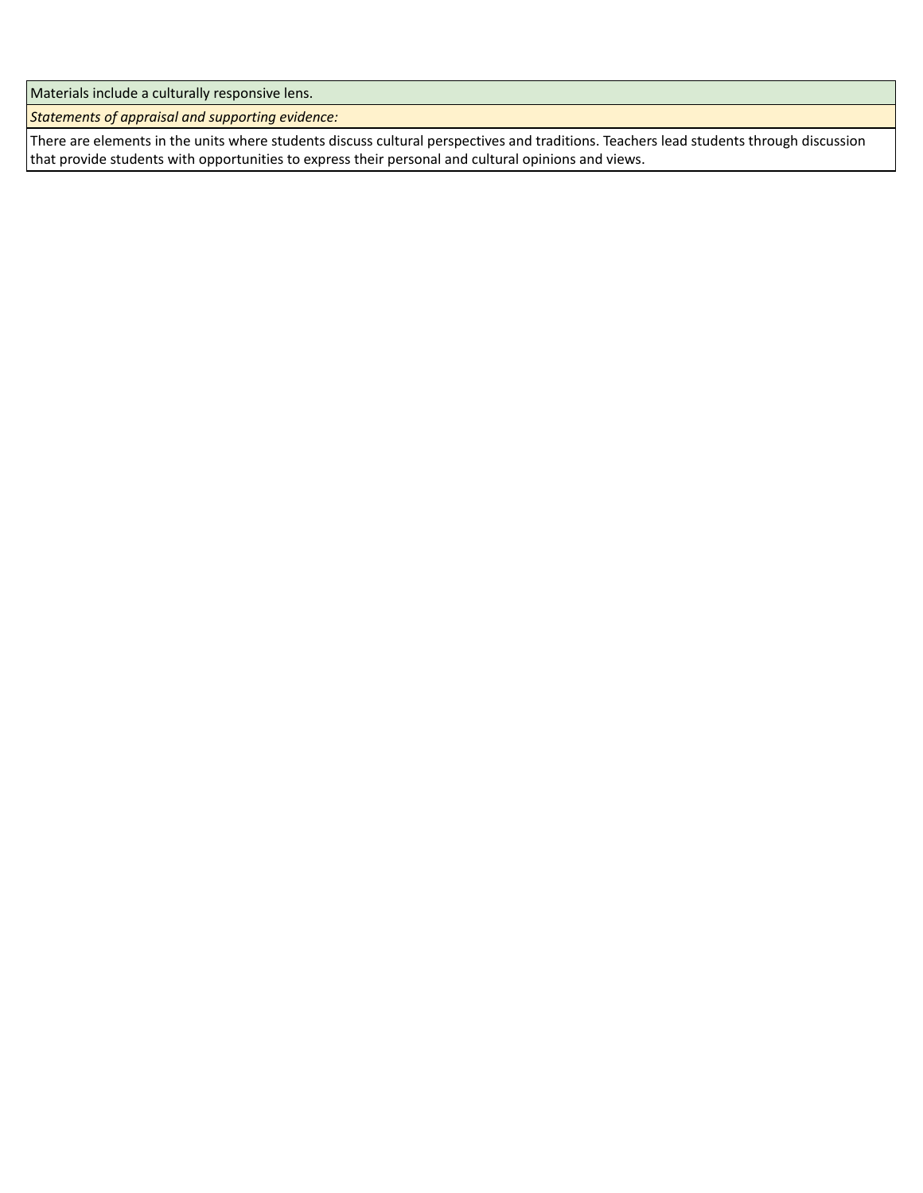| Materials include a culturally responsive lens. |
|---|
| *Statements of appraisal and supporting evidence:* |
| There are elements in the units where students discuss cultural perspectives and traditions. Teachers lead students through discussion that provide students with opportunities to express their personal and cultural opinions and views. |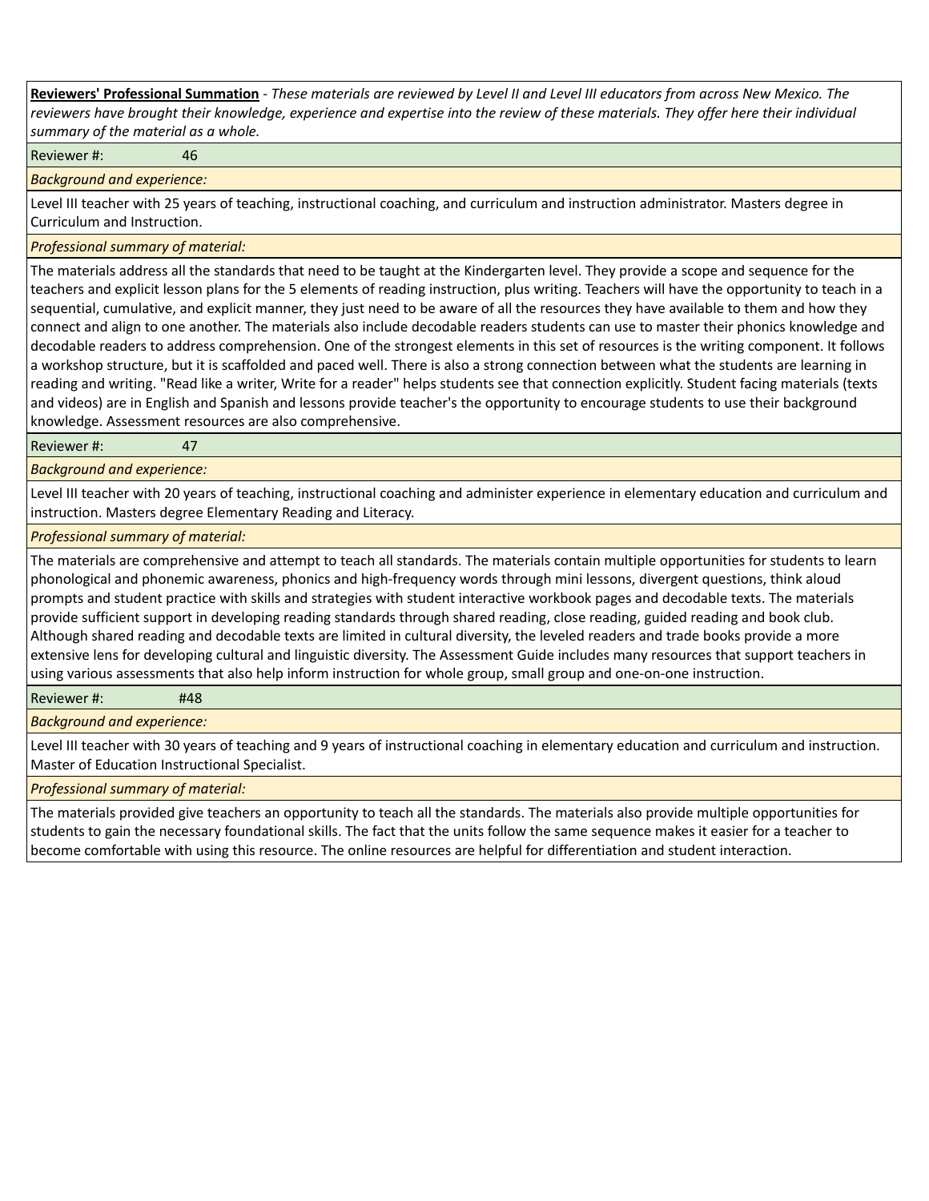**<u>Reviewers' Professional Summation</u>** - *These materials are reviewed by Level II and Level III educators from across New Mexico. The reviewers have brought their knowledge, experience and expertise into the review of these materials. They offer here their individual summary of the material as a whole.*

Reviewer #: 46

*Background and experience:*

Level III teacher with 25 years of teaching, instructional coaching, and curriculum and instruction administrator. Masters degree in Curriculum and Instruction.

*Professional summary of material:*

The materials address all the standards that need to be taught at the Kindergarten level. They provide a scope and sequence for the teachers and explicit lesson plans for the 5 elements of reading instruction, plus writing. Teachers will have the opportunity to teach in a sequential, cumulative, and explicit manner, they just need to be aware of all the resources they have available to them and how they connect and align to one another. The materials also include decodable readers students can use to master their phonics knowledge and decodable readers to address comprehension. One of the strongest elements in this set of resources is the writing component. It follows a workshop structure, but it is scaffolded and paced well. There is also a strong connection between what the students are learning in reading and writing. "Read like a writer, Write for a reader" helps students see that connection explicitly. Student facing materials (texts and videos) are in English and Spanish and lessons provide teacher's the opportunity to encourage students to use their background knowledge. Assessment resources are also comprehensive.

Reviewer #: 47

*Background and experience:*

Level III teacher with 20 years of teaching, instructional coaching and administer experience in elementary education and curriculum and instruction. Masters degree Elementary Reading and Literacy.

*Professional summary of material:*

The materials are comprehensive and attempt to teach all standards. The materials contain multiple opportunities for students to learn phonological and phonemic awareness, phonics and high-frequency words through mini lessons, divergent questions, think aloud prompts and student practice with skills and strategies with student interactive workbook pages and decodable texts. The materials provide sufficient support in developing reading standards through shared reading, close reading, guided reading and book club. Although shared reading and decodable texts are limited in cultural diversity, the leveled readers and trade books provide a more extensive lens for developing cultural and linguistic diversity. The Assessment Guide includes many resources that support teachers in using various assessments that also help inform instruction for whole group, small group and one-on-one instruction.

Reviewer #: #48

*Background and experience:*

Level III teacher with 30 years of teaching and 9 years of instructional coaching in elementary education and curriculum and instruction. Master of Education Instructional Specialist.

*Professional summary of material:*

The materials provided give teachers an opportunity to teach all the standards. The materials also provide multiple opportunities for students to gain the necessary foundational skills. The fact that the units follow the same sequence makes it easier for a teacher to become comfortable with using this resource. The online resources are helpful for differentiation and student interaction.